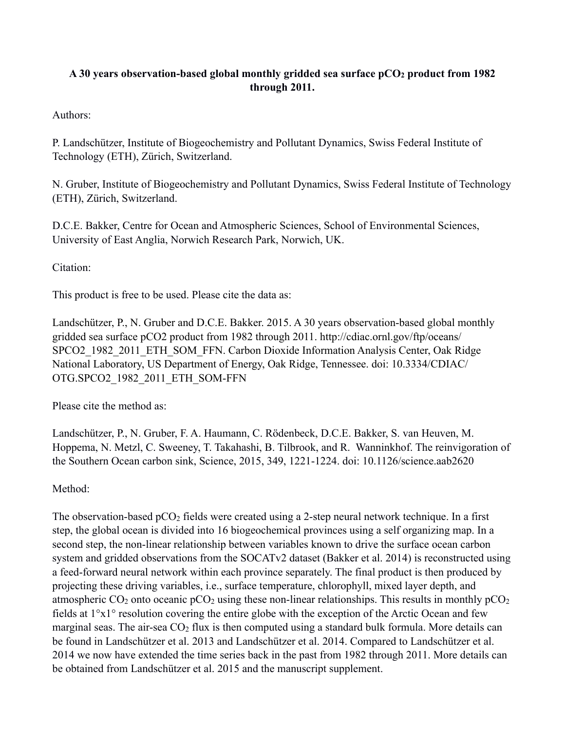# A 30 years observation-based global monthly gridded sea surface $pCO_2$ product from 1982 through 2011.

Authors:

P. Landschützer, Institute of Biogeochemistry and Pollutant Dynamics, Swiss Federal Institute of Technology (ETH), Zürich, Switzerland.

N. Gruber, Institute of Biogeochemistry and Pollutant Dynamics, Swiss Federal Institute of Technology (ETH), Zürich, Switzerland.

D.C.E. Bakker, Centre for Ocean and Atmospheric Sciences, School of Environmental Sciences, University of East Anglia, Norwich Research Park, Norwich, UK.

Citation:

This product is free to be used. Please cite the data as:

Landschützer, P., N. Gruber and D.C.E. Bakker. 2015. A 30 years observation-based global monthly gridded sea surface pCO2 product from 1982 through 2011. http://cdiac.ornl.gov/ftp/oceans/SPCO2_1982_2011_ETH_SOM_FFN. Carbon Dioxide Information Analysis Center, Oak Ridge National Laboratory, US Department of Energy, Oak Ridge, Tennessee. doi: 10.3334/CDIAC/OTG.SPCO2_1982_2011_ETH_SOM-FFN

Please cite the method as:

Landschützer, P., N. Gruber, F. A. Haumann, C. Rödenbeck, D.C.E. Bakker, S. van Heuven, M. Hoppema, N. Metzl, C. Sweeney, T. Takahashi, B. Tilbrook, and R. Wanninkhof. The reinvigoration of the Southern Ocean carbon sink, Science, 2015, 349, 1221-1224. doi: 10.1126/science.aab2620

Method:

The observation-based $pCO_2$ fields were created using a 2-step neural network technique. In a first step, the global ocean is divided into 16 biogeochemical provinces using a self organizing map. In a second step, the non-linear relationship between variables known to drive the surface ocean carbon system and gridded observations from the SOCATv2 dataset (Bakker et al. 2014) is reconstructed using a feed-forward neural network within each province separately. The final product is then produced by projecting these driving variables, i.e., surface temperature, chlorophyll, mixed layer depth, and atmospheric $CO_2$ onto oceanic $pCO_2$ using these non-linear relationships. This results in monthly $pCO_2$ fields at $1°x1°$ resolution covering the entire globe with the exception of the Arctic Ocean and few marginal seas. The air-sea $CO_2$ flux is then computed using a standard bulk formula. More details can be found in Landschützer et al. 2013 and Landschützer et al. 2014. Compared to Landschützer et al. 2014 we now have extended the time series back in the past from 1982 through 2011. More details can be obtained from Landschützer et al. 2015 and the manuscript supplement.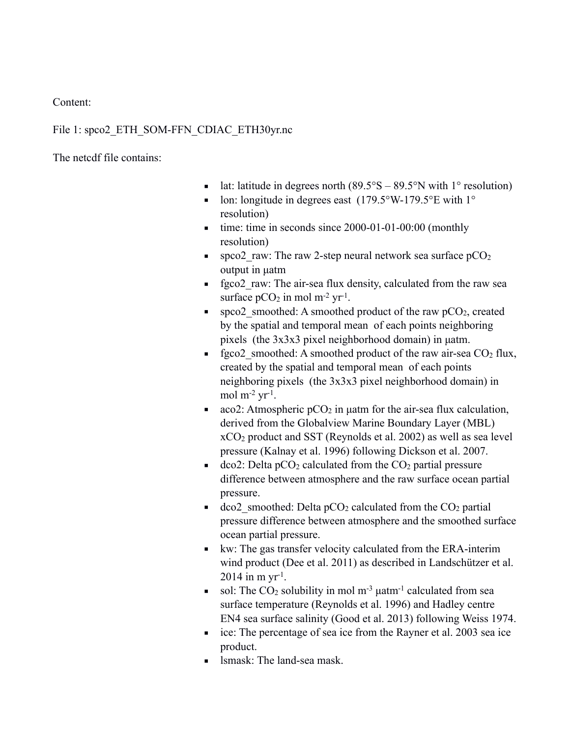Content:

File 1: spco2_ETH_SOM-FFN_CDIAC_ETH30yr.nc

The netcdf file contains:

- lat: latitude in degrees north (89.5°S – 89.5°N with 1° resolution)
- lon: longitude in degrees east (179.5°W-179.5°E with 1° resolution)
- time: time in seconds since 2000-01-01-00:00 (monthly resolution)
- spco2_raw: The raw 2-step neural network sea surface $pCO_2$ output in μatm
- fgco2_raw: The air-sea flux density, calculated from the raw sea surface $pCO_2$ in mol $m^{-2}$ $yr^{-1}$.
- spco2_smoothed: A smoothed product of the raw $pCO_2$, created by the spatial and temporal mean of each points neighboring pixels (the 3x3x3 pixel neighborhood domain) in μatm.
- fgco2_smoothed: A smoothed product of the raw air-sea $CO_2$ flux, created by the spatial and temporal mean of each points neighboring pixels (the 3x3x3 pixel neighborhood domain) in mol $m^{-2}$ $yr^{-1}$.
- aco2: Atmospheric $pCO_2$ in μatm for the air-sea flux calculation, derived from the Globalview Marine Boundary Layer (MBL) $xCO_2$ product and SST (Reynolds et al. 2002) as well as sea level pressure (Kalnay et al. 1996) following Dickson et al. 2007.
- dco2: Delta $pCO_2$ calculated from the $CO_2$ partial pressure difference between atmosphere and the raw surface ocean partial pressure.
- dco2_smoothed: Delta $pCO_2$ calculated from the $CO_2$ partial pressure difference between atmosphere and the smoothed surface ocean partial pressure.
- kw: The gas transfer velocity calculated from the ERA-interim wind product (Dee et al. 2011) as described in Landschützer et al. 2014 in m $yr^{-1}$.
- sol: The $CO_2$ solubility in mol $m^{-3}$ $μatm^{-1}$ calculated from sea surface temperature (Reynolds et al. 1996) and Hadley centre EN4 sea surface salinity (Good et al. 2013) following Weiss 1974.
- ice: The percentage of sea ice from the Rayner et al. 2003 sea ice product.
- lsmask: The land-sea mask.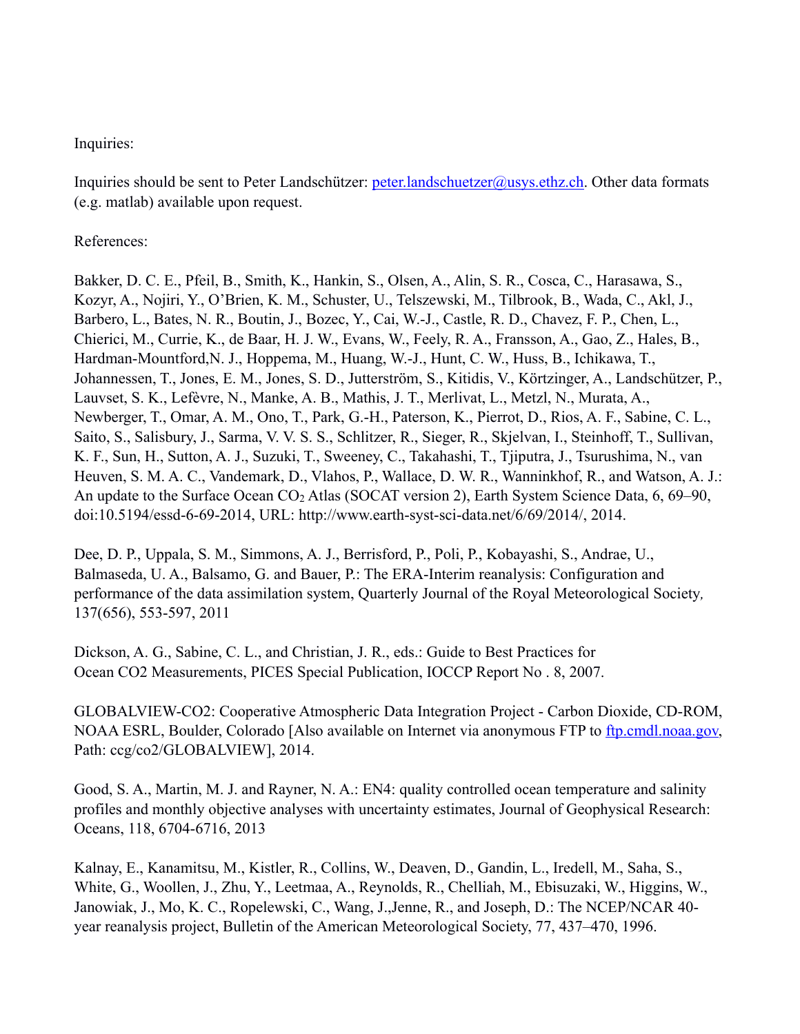Inquiries:

Inquiries should be sent to Peter Landschützer: peter.landschuetzer@usys.ethz.ch. Other data formats (e.g. matlab) available upon request.

References:

Bakker, D. C. E., Pfeil, B., Smith, K., Hankin, S., Olsen, A., Alin, S. R., Cosca, C., Harasawa, S., Kozyr, A., Nojiri, Y., O'Brien, K. M., Schuster, U., Telszewski, M., Tilbrook, B., Wada, C., Akl, J., Barbero, L., Bates, N. R., Boutin, J., Bozec, Y., Cai, W.-J., Castle, R. D., Chavez, F. P., Chen, L., Chierici, M., Currie, K., de Baar, H. J. W., Evans, W., Feely, R. A., Fransson, A., Gao, Z., Hales, B., Hardman-Mountford,N. J., Hoppema, M., Huang, W.-J., Hunt, C. W., Huss, B., Ichikawa, T., Johannessen, T., Jones, E. M., Jones, S. D., Jutterström, S., Kitidis, V., Körtzinger, A., Landschützer, P., Lauvset, S. K., Lefèvre, N., Manke, A. B., Mathis, J. T., Merlivat, L., Metzl, N., Murata, A., Newberger, T., Omar, A. M., Ono, T., Park, G.-H., Paterson, K., Pierrot, D., Rios, A. F., Sabine, C. L., Saito, S., Salisbury, J., Sarma, V. V. S. S., Schlitzer, R., Sieger, R., Skjelvan, I., Steinhoff, T., Sullivan, K. F., Sun, H., Sutton, A. J., Suzuki, T., Sweeney, C., Takahashi, T., Tjiputra, J., Tsurushima, N., van Heuven, S. M. A. C., Vandemark, D., Vlahos, P., Wallace, D. W. R., Wanninkhof, R., and Watson, A. J.: An update to the Surface Ocean $CO_2$ Atlas (SOCAT version 2), Earth System Science Data, 6, 69–90, doi:10.5194/essd-6-69-2014, URL: http://www.earth-syst-sci-data.net/6/69/2014/, 2014.

Dee, D. P., Uppala, S. M., Simmons, A. J., Berrisford, P., Poli, P., Kobayashi, S., Andrae, U., Balmaseda, U. A., Balsamo, G. and Bauer, P.: The ERA-Interim reanalysis: Configuration and performance of the data assimilation system, Quarterly Journal of the Royal Meteorological Society, 137(656), 553-597, 2011

Dickson, A. G., Sabine, C. L., and Christian, J. R., eds.: Guide to Best Practices for Ocean CO2 Measurements, PICES Special Publication, IOCCP Report No . 8, 2007.

GLOBALVIEW-CO2: Cooperative Atmospheric Data Integration Project - Carbon Dioxide, CD-ROM, NOAA ESRL, Boulder, Colorado [Also available on Internet via anonymous FTP to ftp.cmdl.noaa.gov, Path: ccg/co2/GLOBALVIEW], 2014.

Good, S. A., Martin, M. J. and Rayner, N. A.: EN4: quality controlled ocean temperature and salinity profiles and monthly objective analyses with uncertainty estimates, Journal of Geophysical Research: Oceans, 118, 6704-6716, 2013

Kalnay, E., Kanamitsu, M., Kistler, R., Collins, W., Deaven, D., Gandin, L., Iredell, M., Saha, S., White, G., Woollen, J., Zhu, Y., Leetmaa, A., Reynolds, R., Chelliah, M., Ebisuzaki, W., Higgins, W., Janowiak, J., Mo, K. C., Ropelewski, C., Wang, J.,Jenne, R., and Joseph, D.: The NCEP/NCAR 40-year reanalysis project, Bulletin of the American Meteorological Society, 77, 437–470, 1996.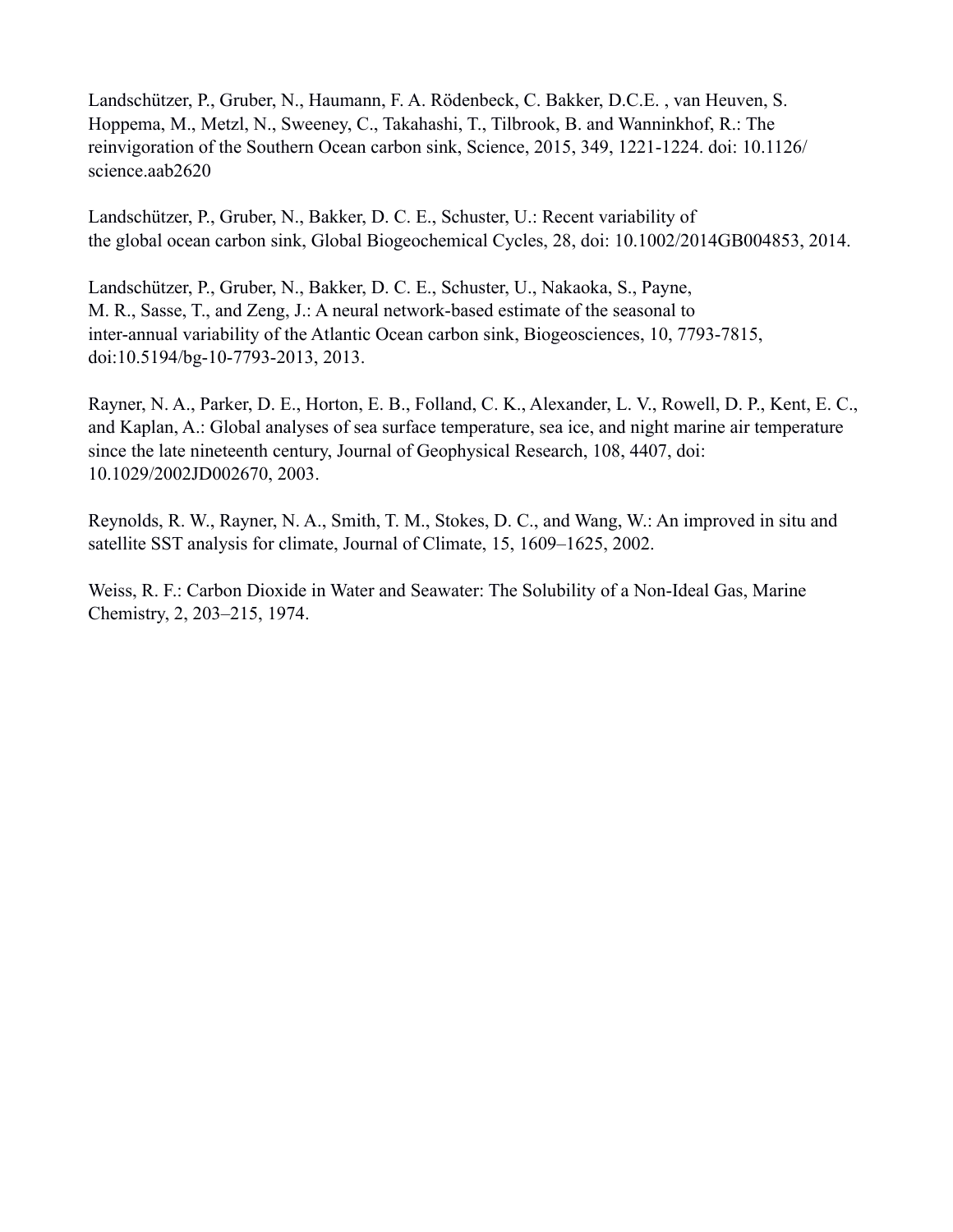Landschützer, P., Gruber, N., Haumann, F. A. Rödenbeck, C. Bakker, D.C.E. , van Heuven, S. Hoppema, M., Metzl, N., Sweeney, C., Takahashi, T., Tilbrook, B. and Wanninkhof, R.: The reinvigoration of the Southern Ocean carbon sink, Science, 2015, 349, 1221-1224. doi: 10.1126/science.aab2620

Landschützer, P., Gruber, N., Bakker, D. C. E., Schuster, U.: Recent variability of the global ocean carbon sink, Global Biogeochemical Cycles, 28, doi: 10.1002/2014GB004853, 2014.

Landschützer, P., Gruber, N., Bakker, D. C. E., Schuster, U., Nakaoka, S., Payne, M. R., Sasse, T., and Zeng, J.: A neural network-based estimate of the seasonal to inter-annual variability of the Atlantic Ocean carbon sink, Biogeosciences, 10, 7793-7815, doi:10.5194/bg-10-7793-2013, 2013.

Rayner, N. A., Parker, D. E., Horton, E. B., Folland, C. K., Alexander, L. V., Rowell, D. P., Kent, E. C., and Kaplan, A.: Global analyses of sea surface temperature, sea ice, and night marine air temperature since the late nineteenth century, Journal of Geophysical Research, 108, 4407, doi: 10.1029/2002JD002670, 2003.

Reynolds, R. W., Rayner, N. A., Smith, T. M., Stokes, D. C., and Wang, W.: An improved in situ and satellite SST analysis for climate, Journal of Climate, 15, 1609–1625, 2002.

Weiss, R. F.: Carbon Dioxide in Water and Seawater: The Solubility of a Non-Ideal Gas, Marine Chemistry, 2, 203–215, 1974.